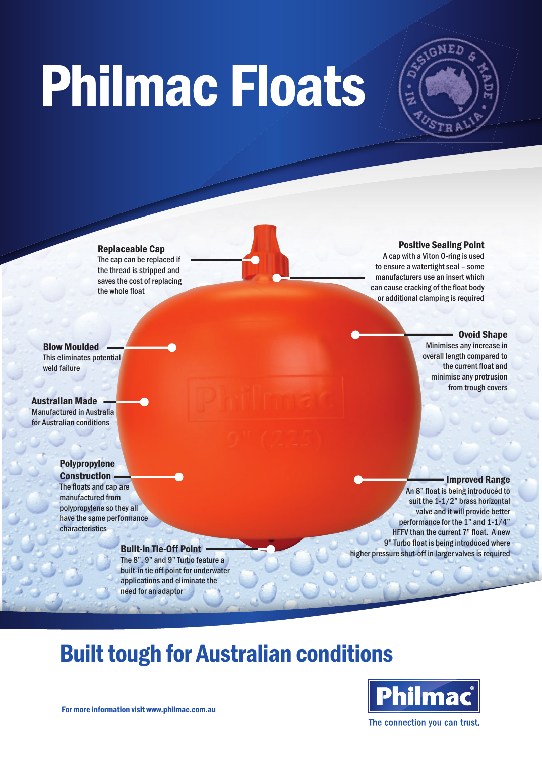# Philmac Floats

DESIGNED & MADE IN AUSTRALIA

**Replaceable Cap**
The cap can be replaced if the thread is stripped and saves the cost of replacing the whole float

**Positive Sealing Point**
A cap with a Viton O-ring is used to ensure a watertight seal – some manufacturers use an insert which can cause cracking of the float body or additional clamping is required

**Blow Moulded**
This eliminates potential weld failure

**Ovoid Shape**
Minimises any increase in overall length compared to the current float and minimise any protrusion from trough covers

**Australian Made**
Manufactured in Australia for Australian conditions

**Polypropylene Construction**
The floats and cap are manufactured from polypropylene so they all have the same performance characteristics

**Improved Range**
An 8" float is being introduced to suit the 1-1/2" brass horizontal valve and it will provide better performance for the 1" and 1-1/4" HFFV than the current 7" float. A new 9" Turbo float is being introduced where higher pressure shut-off in larger valves is required

**Built-in Tie-Off Point**
The 8", 9" and 9" Turbo feature a built-in tie off point for underwater applications and eliminate the need for an adaptor

## Built tough for Australian conditions

For more information visit www.philmac.com.au

Philmac
The connection you can trust.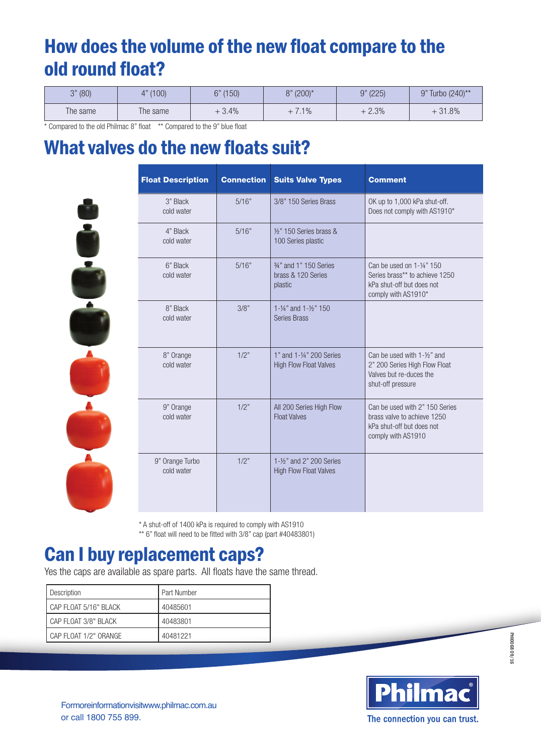# How does the volume of the new float compare to the old round float?

| 3" (80) | 4" (100) | 6" (150) | 8" (200)* | 9" (225) | 9" Turbo (240)** |
|---|---|---|---|---|---|
| The same | The same | + 3.4% | + 7.1% | + 2.3% | + 31.8% |

\* Compared to the old Philmac 8" float ** Compared to the 9" blue float

# What valves do the new floats suit?

| Float Description | Connection | Suits Valve Types | Comment |
|---|---|---|---|
| 3" Black cold water | 5/16" | 3/8" 150 Series Brass | OK up to 1,000 kPa shut-off. Does not comply with AS1910* |
| 4" Black cold water | 5/16" | ½" 150 Series brass & 100 Series plastic | |
| 6" Black cold water | 5/16" | ¾" and 1" 150 Series brass & 120 Series plastic | Can be used on 1-¼" 150 Series brass** to achieve 1250 kPa shut-off but does not comply with AS1910* |
| 8" Black cold water | 3/8" | 1-¼" and 1-½" 150 Series Brass | |
| 8" Orange cold water | 1/2" | 1" and 1-¼" 200 Series High Flow Float Valves | Can be used with 1-½" and 2" 200 Series High Flow Float Valves but re-duces the shut-off pressure |
| 9" Orange cold water | 1/2" | All 200 Series High Flow Float Valves | Can be used with 2" 150 Series brass valve to achieve 1250 kPa shut-off but does not comply with AS1910 |
| 9" Orange Turbo cold water | 1/2" | 1-½" and 2" 200 Series High Flow Float Valves | |

\* A shut-off of 1400 kPa is required to comply with AS1910
\*\* 6" float will need to be fitted with 3/8" cap (part #40483801)

# Can I buy replacement caps?

Yes the caps are available as spare parts. All floats have the same thread.

| Description | Part Number |
|---|---|
| CAP FLOAT 5/16" BLACK | 40485601 |
| CAP FLOAT 3/8" BLACK | 40483801 |
| CAP FLOAT 1/2" ORANGE | 40481221 |

PHI0068 09/16

For more information visit www.philmac.com.au or call 1800 755 899.

Philmac®

The connection you can trust.